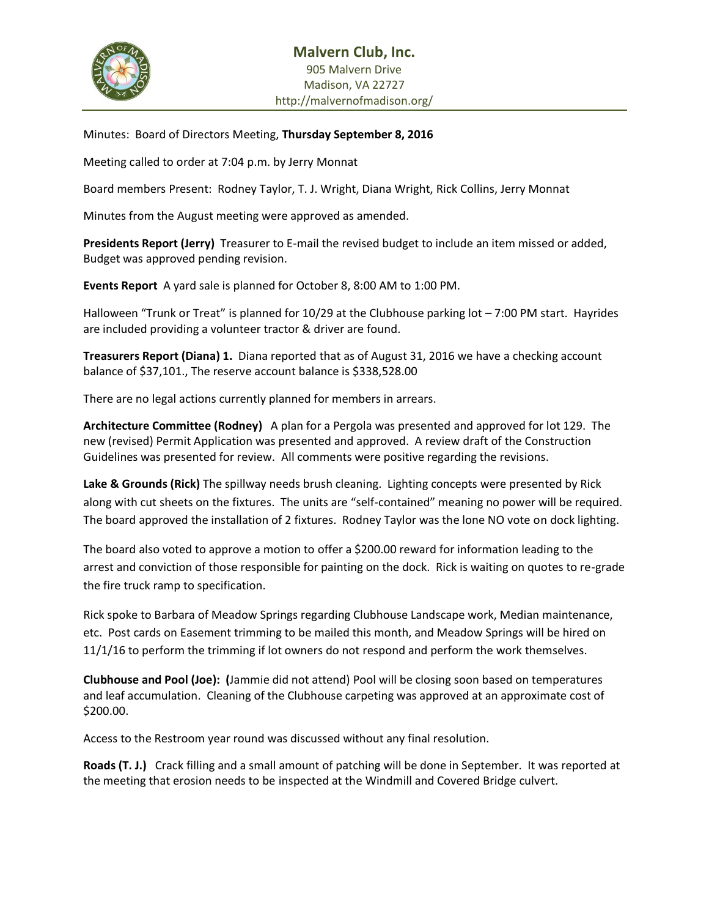# Malvern Club, Inc.

905 Malvern Drive
Madison, VA 22727
http://malvernofmadison.org/

Minutes: Board of Directors Meeting, **Thursday September 8, 2016**

Meeting called to order at 7:04 p.m. by Jerry Monnat

Board members Present: Rodney Taylor, T. J. Wright, Diana Wright, Rick Collins, Jerry Monnat

Minutes from the August meeting were approved as amended.

**Presidents Report (Jerry)** Treasurer to E-mail the revised budget to include an item missed or added, Budget was approved pending revision.

**Events Report** A yard sale is planned for October 8, 8:00 AM to 1:00 PM.

Halloween "Trunk or Treat" is planned for 10/29 at the Clubhouse parking lot – 7:00 PM start. Hayrides are included providing a volunteer tractor & driver are found.

**Treasurers Report (Diana) 1.** Diana reported that as of August 31, 2016 we have a checking account balance of $37,101., The reserve account balance is $338,528.00

There are no legal actions currently planned for members in arrears.

**Architecture Committee (Rodney)** A plan for a Pergola was presented and approved for lot 129. The new (revised) Permit Application was presented and approved. A review draft of the Construction Guidelines was presented for review. All comments were positive regarding the revisions.

**Lake & Grounds (Rick)** The spillway needs brush cleaning. Lighting concepts were presented by Rick along with cut sheets on the fixtures. The units are "self-contained" meaning no power will be required. The board approved the installation of 2 fixtures. Rodney Taylor was the lone NO vote on dock lighting.

The board also voted to approve a motion to offer a $200.00 reward for information leading to the arrest and conviction of those responsible for painting on the dock. Rick is waiting on quotes to re-grade the fire truck ramp to specification.

Rick spoke to Barbara of Meadow Springs regarding Clubhouse Landscape work, Median maintenance, etc. Post cards on Easement trimming to be mailed this month, and Meadow Springs will be hired on 11/1/16 to perform the trimming if lot owners do not respond and perform the work themselves.

**Clubhouse and Pool (Joe): (**Jammie did not attend) Pool will be closing soon based on temperatures and leaf accumulation. Cleaning of the Clubhouse carpeting was approved at an approximate cost of $200.00.

Access to the Restroom year round was discussed without any final resolution.

**Roads (T. J.)** Crack filling and a small amount of patching will be done in September. It was reported at the meeting that erosion needs to be inspected at the Windmill and Covered Bridge culvert.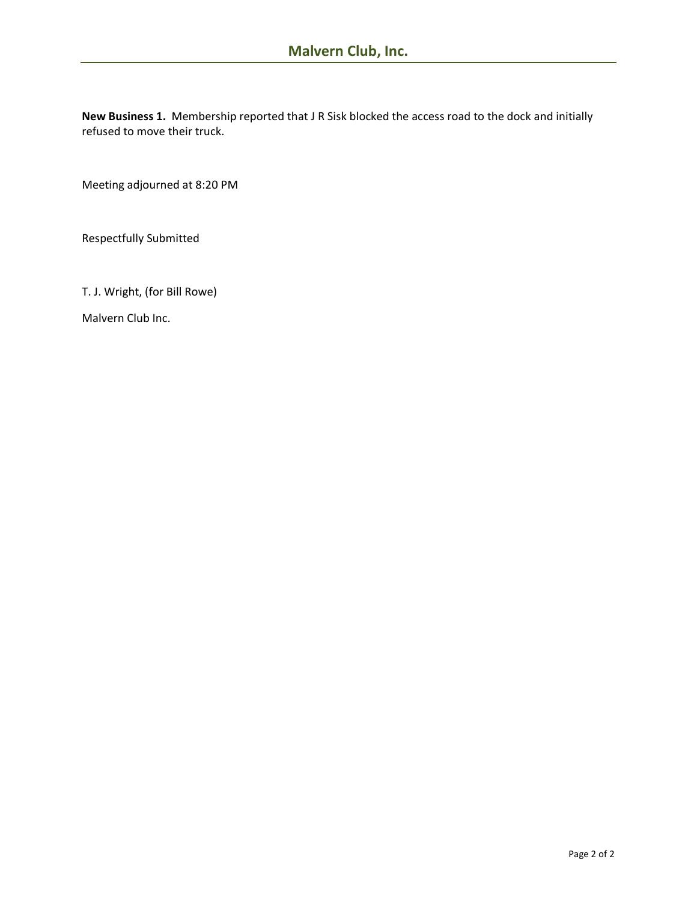**New Business 1.** Membership reported that J R Sisk blocked the access road to the dock and initially refused to move their truck.

Meeting adjourned at 8:20 PM

Respectfully Submitted

T. J. Wright, (for Bill Rowe)

Malvern Club Inc.